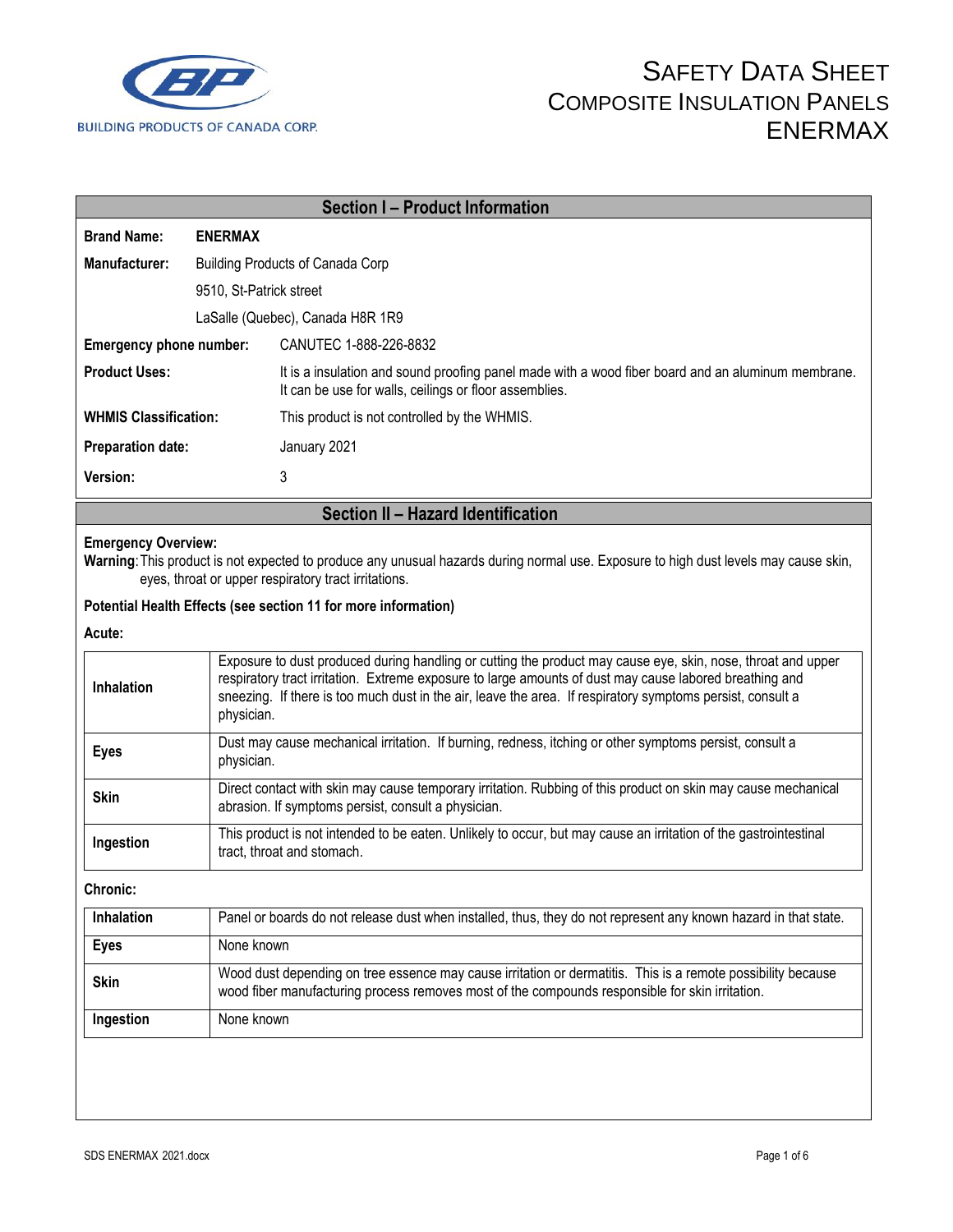BUILDING PRODUCTS OF CANADA CORP.

# SAFETY DATA SHEET
# COMPOSITE INSULATION PANELS
# ENERMAX

## Section I – Product Information

| | |
|---|---|
| **Brand Name:** | **ENERMAX** |
| **Manufacturer:** | Building Products of Canada Corp<br>9510, St-Patrick street<br>LaSalle (Quebec), Canada H8R 1R9 |
| **Emergency phone number:** | CANUTEC 1-888-226-8832 |
| **Product Uses:** | It is a insulation and sound proofing panel made with a wood fiber board and an aluminum membrane. It can be use for walls, ceilings or floor assemblies. |
| **WHMIS Classification:** | This product is not controlled by the WHMIS. |
| **Preparation date:** | January 2021 |
| **Version:** | 3 |

## Section II – Hazard Identification

**Emergency Overview:**

**Warning**: This product is not expected to produce any unusual hazards during normal use. Exposure to high dust levels may cause skin, eyes, throat or upper respiratory tract irritations.

**Potential Health Effects (see section 11 for more information)**

**Acute:**

| | |
|---|---|
| **Inhalation** | Exposure to dust produced during handling or cutting the product may cause eye, skin, nose, throat and upper respiratory tract irritation. Extreme exposure to large amounts of dust may cause labored breathing and sneezing. If there is too much dust in the air, leave the area. If respiratory symptoms persist, consult a physician. |
| **Eyes** | Dust may cause mechanical irritation. If burning, redness, itching or other symptoms persist, consult a physician. |
| **Skin** | Direct contact with skin may cause temporary irritation. Rubbing of this product on skin may cause mechanical abrasion. If symptoms persist, consult a physician. |
| **Ingestion** | This product is not intended to be eaten. Unlikely to occur, but may cause an irritation of the gastrointestinal tract, throat and stomach. |

**Chronic:**

| | |
|---|---|
| **Inhalation** | Panel or boards do not release dust when installed, thus, they do not represent any known hazard in that state. |
| **Eyes** | None known |
| **Skin** | Wood dust depending on tree essence may cause irritation or dermatitis. This is a remote possibility because wood fiber manufacturing process removes most of the compounds responsible for skin irritation. |
| **Ingestion** | None known |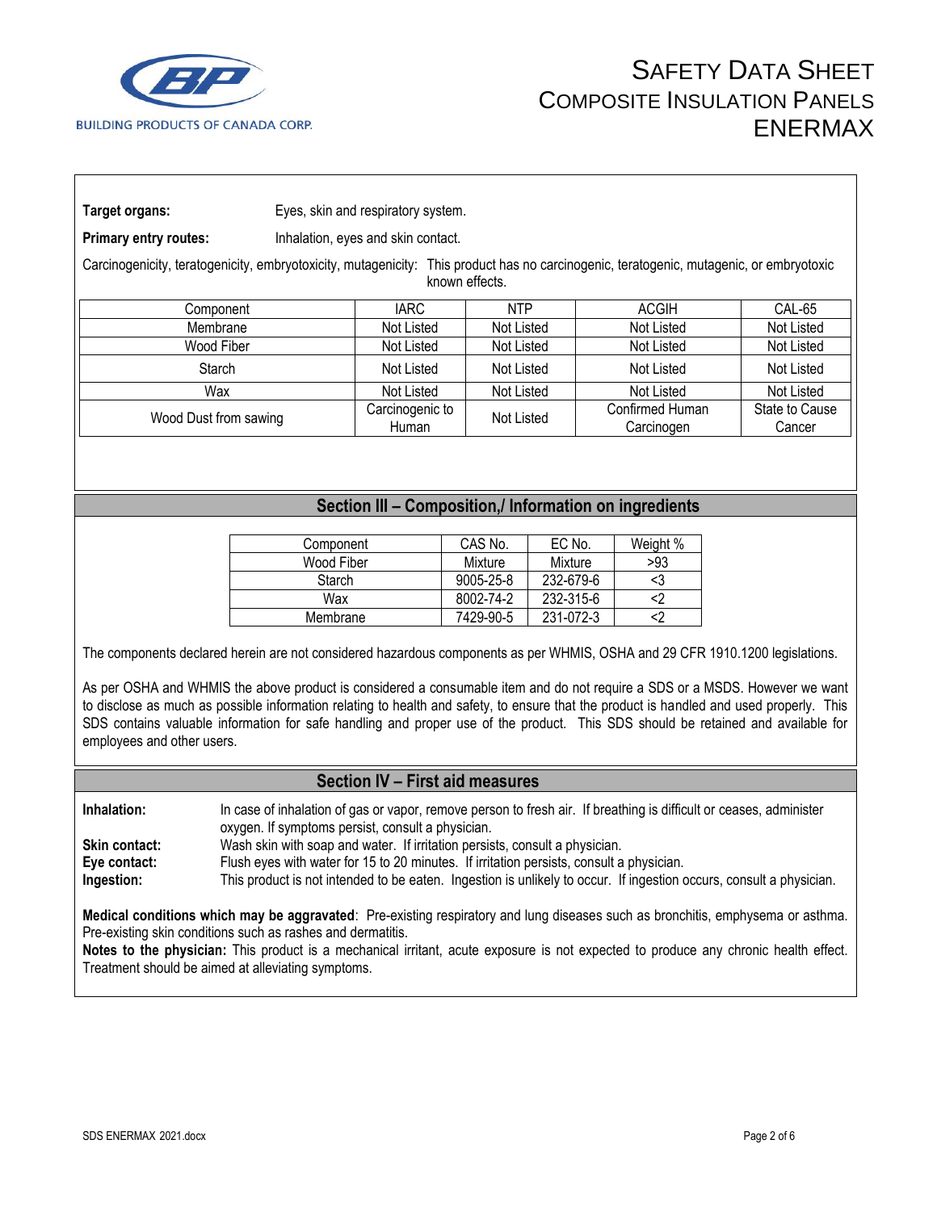**Target organs:** Eyes, skin and respiratory system.

**Primary entry routes:** Inhalation, eyes and skin contact.

Carcinogenicity, teratogenicity, embryotoxicity, mutagenicity: This product has no carcinogenic, teratogenic, mutagenic, or embryotoxic known effects.

| Component | IARC | NTP | ACGIH | CAL-65 |
|---|---|---|---|---|
| Membrane | Not Listed | Not Listed | Not Listed | Not Listed |
| Wood Fiber | Not Listed | Not Listed | Not Listed | Not Listed |
| Starch | Not Listed | Not Listed | Not Listed | Not Listed |
| Wax | Not Listed | Not Listed | Not Listed | Not Listed |
| Wood Dust from sawing | Carcinogenic to Human | Not Listed | Confirmed Human Carcinogen | State to Cause Cancer |

## Section III – Composition,/ Information on ingredients

| Component | CAS No. | EC No. | Weight % |
|---|---|---|---|
| Wood Fiber | Mixture | Mixture | >93 |
| Starch | 9005-25-8 | 232-679-6 | <3 |
| Wax | 8002-74-2 | 232-315-6 | <2 |
| Membrane | 7429-90-5 | 231-072-3 | <2 |

The components declared herein are not considered hazardous components as per WHMIS, OSHA and 29 CFR 1910.1200 legislations.

As per OSHA and WHMIS the above product is considered a consumable item and do not require a SDS or a MSDS. However we want to disclose as much as possible information relating to health and safety, to ensure that the product is handled and used properly. This SDS contains valuable information for safe handling and proper use of the product. This SDS should be retained and available for employees and other users.

## Section IV – First aid measures

**Inhalation:** In case of inhalation of gas or vapor, remove person to fresh air. If breathing is difficult or ceases, administer oxygen. If symptoms persist, consult a physician.

**Skin contact:** Wash skin with soap and water. If irritation persists, consult a physician.

**Eye contact:** Flush eyes with water for 15 to 20 minutes. If irritation persists, consult a physician.

**Ingestion:** This product is not intended to be eaten. Ingestion is unlikely to occur. If ingestion occurs, consult a physician.

**Medical conditions which may be aggravated**: Pre-existing respiratory and lung diseases such as bronchitis, emphysema or asthma. Pre-existing skin conditions such as rashes and dermatitis.

**Notes to the physician:** This product is a mechanical irritant, acute exposure is not expected to produce any chronic health effect. Treatment should be aimed at alleviating symptoms.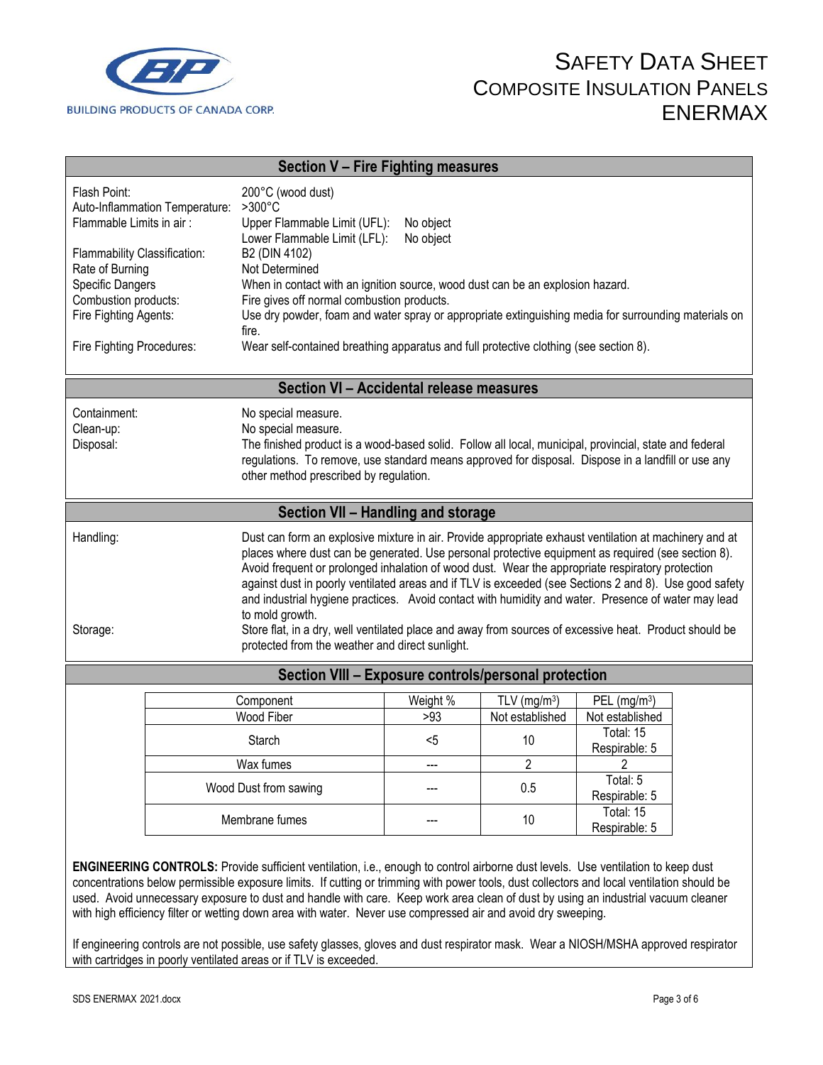## Section V – Fire Fighting measures

| | |
|---|---|
| Flash Point: | 200°C (wood dust) |
| Auto-Inflammation Temperature: | >300°C |
| Flammable Limits in air : | Upper Flammable Limit (UFL): No object<br>Lower Flammable Limit (LFL): No object |
| Flammability Classification: | B2 (DIN 4102) |
| Rate of Burning | Not Determined |
| Specific Dangers | When in contact with an ignition source, wood dust can be an explosion hazard. |
| Combustion products: | Fire gives off normal combustion products. |
| Fire Fighting Agents: | Use dry powder, foam and water spray or appropriate extinguishing media for surrounding materials on fire. |
| Fire Fighting Procedures: | Wear self-contained breathing apparatus and full protective clothing (see section 8). |

## Section VI – Accidental release measures

| | |
|---|---|
| Containment: | No special measure. |
| Clean-up: | No special measure. |
| Disposal: | The finished product is a wood-based solid. Follow all local, municipal, provincial, state and federal regulations. To remove, use standard means approved for disposal. Dispose in a landfill or use any other method prescribed by regulation. |

## Section VII – Handling and storage

| | |
|---|---|
| Handling: | Dust can form an explosive mixture in air. Provide appropriate exhaust ventilation at machinery and at places where dust can be generated. Use personal protective equipment as required (see section 8). Avoid frequent or prolonged inhalation of wood dust. Wear the appropriate respiratory protection against dust in poorly ventilated areas and if TLV is exceeded (see Sections 2 and 8). Use good safety and industrial hygiene practices. Avoid contact with humidity and water. Presence of water may lead to mold growth. |
| Storage: | Store flat, in a dry, well ventilated place and away from sources of excessive heat. Product should be protected from the weather and direct sunlight. |

## Section VIII – Exposure controls/personal protection

| Component | Weight % | TLV ($mg/m^3$) | PEL ($mg/m^3$) |
|---|---|---|---|
| Wood Fiber | >93 | Not established | Not established |
| Starch | <5 | 10 | Total: 15<br>Respirable: 5 |
| Wax fumes | --- | 2 | 2 |
| Wood Dust from sawing | --- | 0.5 | Total: 5<br>Respirable: 5 |
| Membrane fumes | --- | 10 | Total: 15<br>Respirable: 5 |

**ENGINEERING CONTROLS:** Provide sufficient ventilation, i.e., enough to control airborne dust levels. Use ventilation to keep dust concentrations below permissible exposure limits. If cutting or trimming with power tools, dust collectors and local ventilation should be used. Avoid unnecessary exposure to dust and handle with care. Keep work area clean of dust by using an industrial vacuum cleaner with high efficiency filter or wetting down area with water. Never use compressed air and avoid dry sweeping.

If engineering controls are not possible, use safety glasses, gloves and dust respirator mask. Wear a NIOSH/MSHA approved respirator with cartridges in poorly ventilated areas or if TLV is exceeded.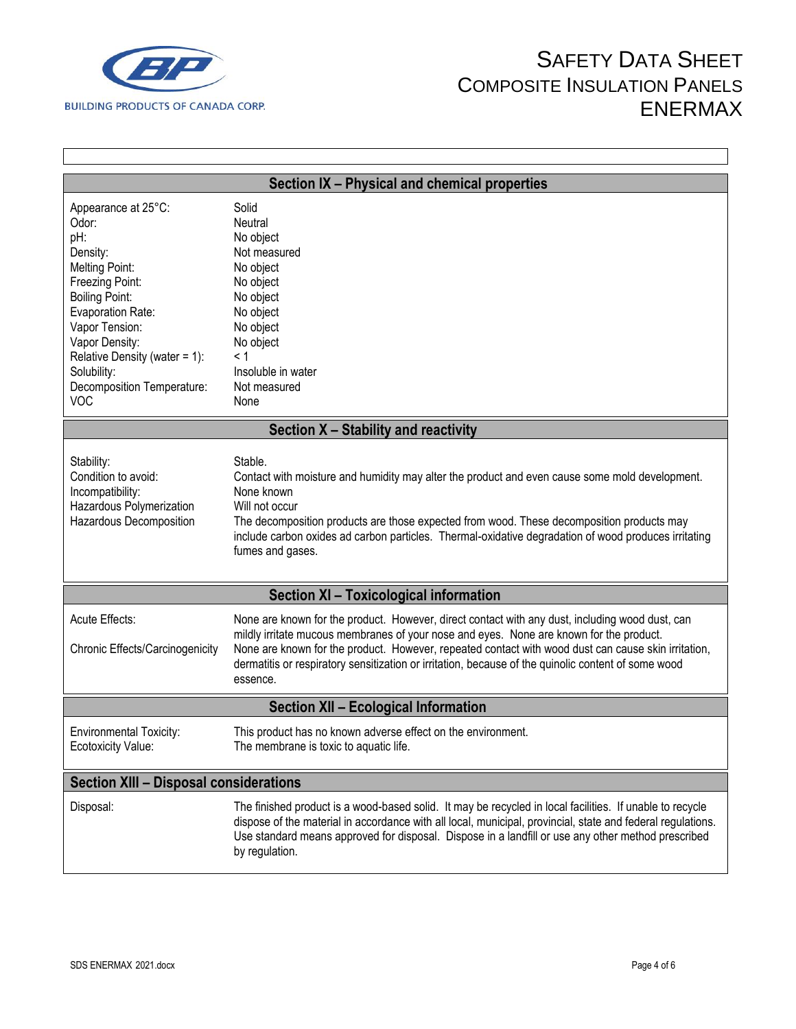## Section IX – Physical and chemical properties

| | |
|---|---|
| Appearance at 25°C: | Solid |
| Odor: | Neutral |
| pH: | No object |
| Density: | Not measured |
| Melting Point: | No object |
| Freezing Point: | No object |
| Boiling Point: | No object |
| Evaporation Rate: | No object |
| Vapor Tension: | No object |
| Vapor Density: | No object |
| Relative Density (water = 1): | < 1 |
| Solubility: | Insoluble in water |
| Decomposition Temperature: | Not measured |
| VOC | None |

## Section X – Stability and reactivity

| | |
|---|---|
| Stability: | Stable. |
| Condition to avoid: | Contact with moisture and humidity may alter the product and even cause some mold development. |
| Incompatibility: | None known |
| Hazardous Polymerization | Will not occur |
| Hazardous Decomposition | The decomposition products are those expected from wood. These decomposition products may include carbon oxides ad carbon particles. Thermal-oxidative degradation of wood produces irritating fumes and gases. |

## Section XI – Toxicological information

| | |
|---|---|
| Acute Effects: | None are known for the product. However, direct contact with any dust, including wood dust, can mildly irritate mucous membranes of your nose and eyes. None are known for the product. |
| Chronic Effects/Carcinogenicity | None are known for the product. However, repeated contact with wood dust can cause skin irritation, dermatitis or respiratory sensitization or irritation, because of the quinolic content of some wood essence. |

## Section XII – Ecological Information

| | |
|---|---|
| Environmental Toxicity: | This product has no known adverse effect on the environment. |
| Ecotoxicity Value: | The membrane is toxic to aquatic life. |

## Section XIII – Disposal considerations

| | |
|---|---|
| Disposal: | The finished product is a wood-based solid. It may be recycled in local facilities. If unable to recycle dispose of the material in accordance with all local, municipal, provincial, state and federal regulations. Use standard means approved for disposal. Dispose in a landfill or use any other method prescribed by regulation. |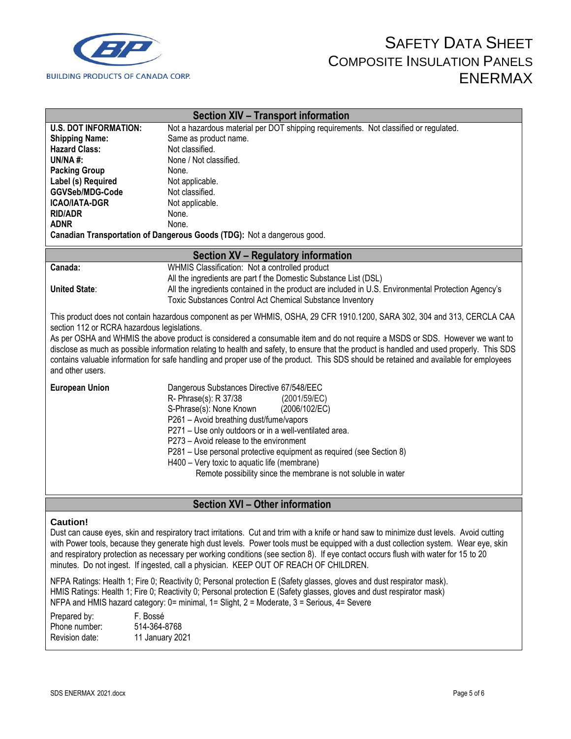# SAFETY DATA SHEET
## COMPOSITE INSULATION PANELS
## ENERMAX

BUILDING PRODUCTS OF CANADA CORP.

## Section XIV – Transport information

| | |
|---|---|
| **U.S. DOT INFORMATION:** | Not a hazardous material per DOT shipping requirements. Not classified or regulated. |
| **Shipping Name:** | Same as product name. |
| **Hazard Class:** | Not classified. |
| **UN/NA #:** | None / Not classified. |
| **Packing Group** | None. |
| **Label (s) Required** | Not applicable. |
| **GGVSeb/MDG-Code** | Not classified. |
| **ICAO/IATA-DGR** | Not applicable. |
| **RID/ADR** | None. |
| **ADNR** | None. |

**Canadian Transportation of Dangerous Goods (TDG):** Not a dangerous good.

## Section XV – Regulatory information

| | |
|---|---|
| **Canada:** | WHMIS Classification: Not a controlled product<br>All the ingredients are part f the Domestic Substance List (DSL) |
| **United State**: | All the ingredients contained in the product are included in U.S. Environmental Protection Agency's Toxic Substances Control Act Chemical Substance Inventory |

This product does not contain hazardous component as per WHMIS, OSHA, 29 CFR 1910.1200, SARA 302, 304 and 313, CERCLA CAA section 112 or RCRA hazardous legislations.

As per OSHA and WHMIS the above product is considered a consumable item and do not require a MSDS or SDS. However we want to disclose as much as possible information relating to health and safety, to ensure that the product is handled and used properly. This SDS contains valuable information for safe handling and proper use of the product. This SDS should be retained and available for employees and other users.

**European Union**

Dangerous Substances Directive 67/548/EEC
R- Phrase(s): R 37/38 (2001/59/EC)
S-Phrase(s): None Known (2006/102/EC)
P261 – Avoid breathing dust/fume/vapors
P271 – Use only outdoors or in a well-ventilated area.
P273 – Avoid release to the environment
P281 – Use personal protective equipment as required (see Section 8)
H400 – Very toxic to aquatic life (membrane)
Remote possibility since the membrane is not soluble in water

## Section XVI – Other information

**Caution!**

Dust can cause eyes, skin and respiratory tract irritations. Cut and trim with a knife or hand saw to minimize dust levels. Avoid cutting with Power tools, because they generate high dust levels. Power tools must be equipped with a dust collection system. Wear eye, skin and respiratory protection as necessary per working conditions (see section 8). If eye contact occurs flush with water for 15 to 20 minutes. Do not ingest. If ingested, call a physician. KEEP OUT OF REACH OF CHILDREN.

NFPA Ratings: Health 1; Fire 0; Reactivity 0; Personal protection E (Safety glasses, gloves and dust respirator mask).
HMIS Ratings: Health 1; Fire 0; Reactivity 0; Personal protection E (Safety glasses, gloves and dust respirator mask)
NFPA and HMIS hazard category: 0= minimal, 1= Slight, 2 = Moderate, 3 = Serious, 4= Severe

Prepared by: F. Bossé
Phone number: 514-364-8768
Revision date: 11 January 2021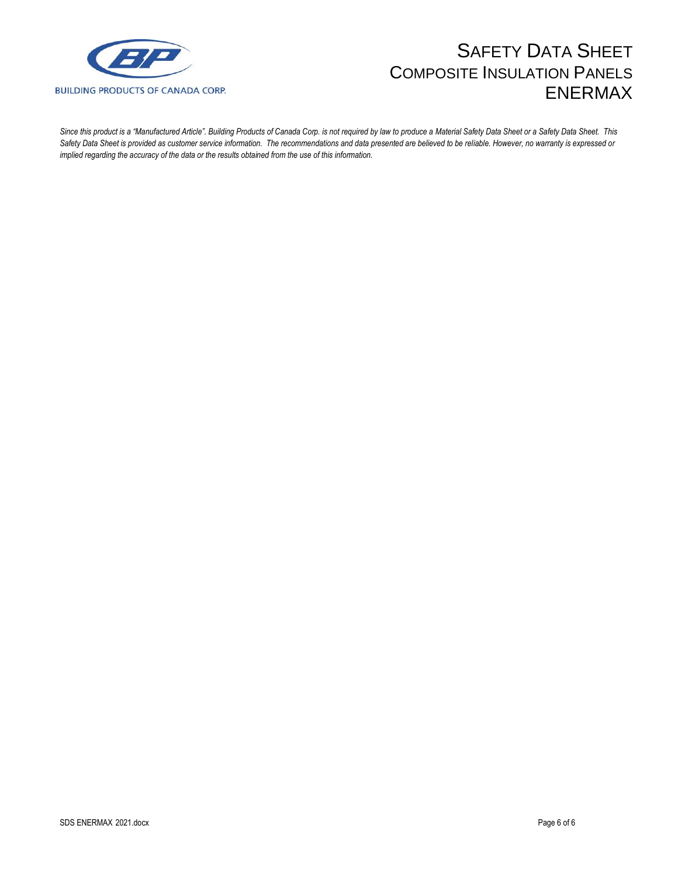*Since this product is a "Manufactured Article". Building Products of Canada Corp. is not required by law to produce a Material Safety Data Sheet or a Safety Data Sheet. This Safety Data Sheet is provided as customer service information. The recommendations and data presented are believed to be reliable. However, no warranty is expressed or implied regarding the accuracy of the data or the results obtained from the use of this information.*